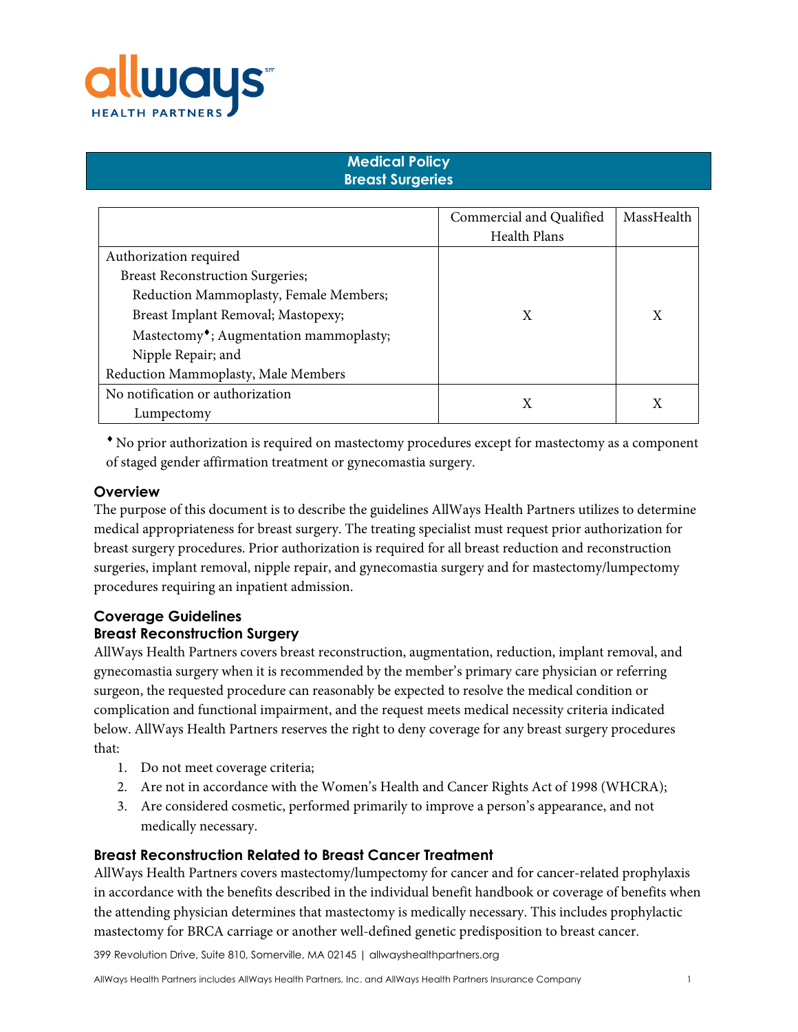# Medical Policy
# Breast Surgeries

| | Commercial and Qualified Health Plans | MassHealth |
|---|---|---|
| Authorization required<br>Breast Reconstruction Surgeries;<br>Reduction Mammoplasty, Female Members;<br>Breast Implant Removal; Mastopexy;<br>Mastectomy♦; Augmentation mammoplasty;<br>Nipple Repair; and<br>Reduction Mammoplasty, Male Members | X | X |
| No notification or authorization<br>Lumpectomy | X | X |

♦ No prior authorization is required on mastectomy procedures except for mastectomy as a component of staged gender affirmation treatment or gynecomastia surgery.

## Overview

The purpose of this document is to describe the guidelines AllWays Health Partners utilizes to determine medical appropriateness for breast surgery. The treating specialist must request prior authorization for breast surgery procedures. Prior authorization is required for all breast reduction and reconstruction surgeries, implant removal, nipple repair, and gynecomastia surgery and for mastectomy/lumpectomy procedures requiring an inpatient admission.

## Coverage Guidelines

### Breast Reconstruction Surgery

AllWays Health Partners covers breast reconstruction, augmentation, reduction, implant removal, and gynecomastia surgery when it is recommended by the member's primary care physician or referring surgeon, the requested procedure can reasonably be expected to resolve the medical condition or complication and functional impairment, and the request meets medical necessity criteria indicated below. AllWays Health Partners reserves the right to deny coverage for any breast surgery procedures that:

1. Do not meet coverage criteria;
2. Are not in accordance with the Women's Health and Cancer Rights Act of 1998 (WHCRA);
3. Are considered cosmetic, performed primarily to improve a person's appearance, and not medically necessary.

### Breast Reconstruction Related to Breast Cancer Treatment

AllWays Health Partners covers mastectomy/lumpectomy for cancer and for cancer-related prophylaxis in accordance with the benefits described in the individual benefit handbook or coverage of benefits when the attending physician determines that mastectomy is medically necessary. This includes prophylactic mastectomy for BRCA carriage or another well-defined genetic predisposition to breast cancer.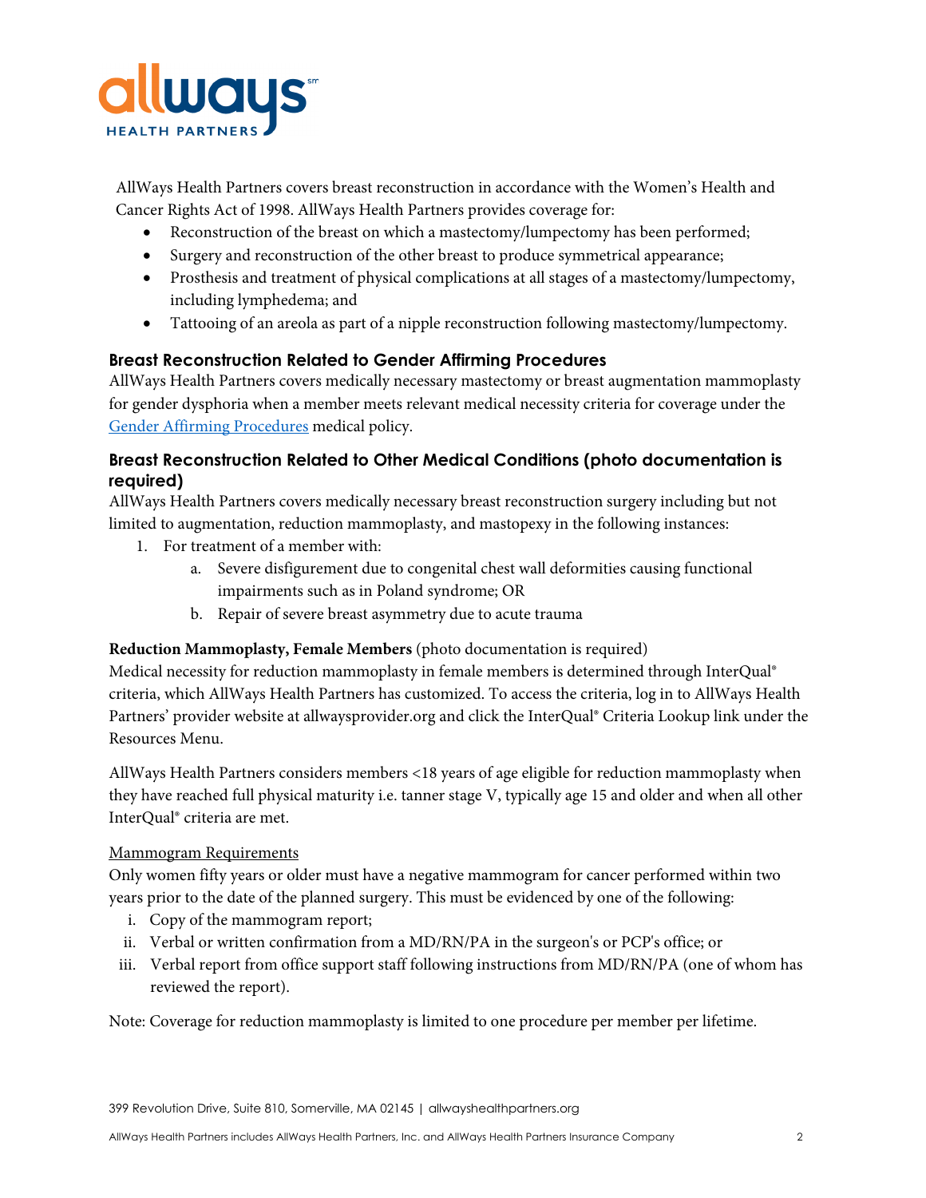AllWays Health Partners covers breast reconstruction in accordance with the Women's Health and Cancer Rights Act of 1998. AllWays Health Partners provides coverage for:

- Reconstruction of the breast on which a mastectomy/lumpectomy has been performed;
- Surgery and reconstruction of the other breast to produce symmetrical appearance;
- Prosthesis and treatment of physical complications at all stages of a mastectomy/lumpectomy, including lymphedema; and
- Tattooing of an areola as part of a nipple reconstruction following mastectomy/lumpectomy.

### Breast Reconstruction Related to Gender Affirming Procedures

AllWays Health Partners covers medically necessary mastectomy or breast augmentation mammoplasty for gender dysphoria when a member meets relevant medical necessity criteria for coverage under the Gender Affirming Procedures medical policy.

### Breast Reconstruction Related to Other Medical Conditions (photo documentation is required)

AllWays Health Partners covers medically necessary breast reconstruction surgery including but not limited to augmentation, reduction mammoplasty, and mastopexy in the following instances:

1. For treatment of a member with:
    a. Severe disfigurement due to congenital chest wall deformities causing functional impairments such as in Poland syndrome; OR
    b. Repair of severe breast asymmetry due to acute trauma

**Reduction Mammoplasty, Female Members** (photo documentation is required)

Medical necessity for reduction mammoplasty in female members is determined through InterQual® criteria, which AllWays Health Partners has customized. To access the criteria, log in to AllWays Health Partners' provider website at allwaysprovider.org and click the InterQual® Criteria Lookup link under the Resources Menu.

AllWays Health Partners considers members <18 years of age eligible for reduction mammoplasty when they have reached full physical maturity i.e. tanner stage V, typically age 15 and older and when all other InterQual® criteria are met.

Mammogram Requirements

Only women fifty years or older must have a negative mammogram for cancer performed within two years prior to the date of the planned surgery. This must be evidenced by one of the following:

i. Copy of the mammogram report;
ii. Verbal or written confirmation from a MD/RN/PA in the surgeon's or PCP's office; or
iii. Verbal report from office support staff following instructions from MD/RN/PA (one of whom has reviewed the report).

Note: Coverage for reduction mammoplasty is limited to one procedure per member per lifetime.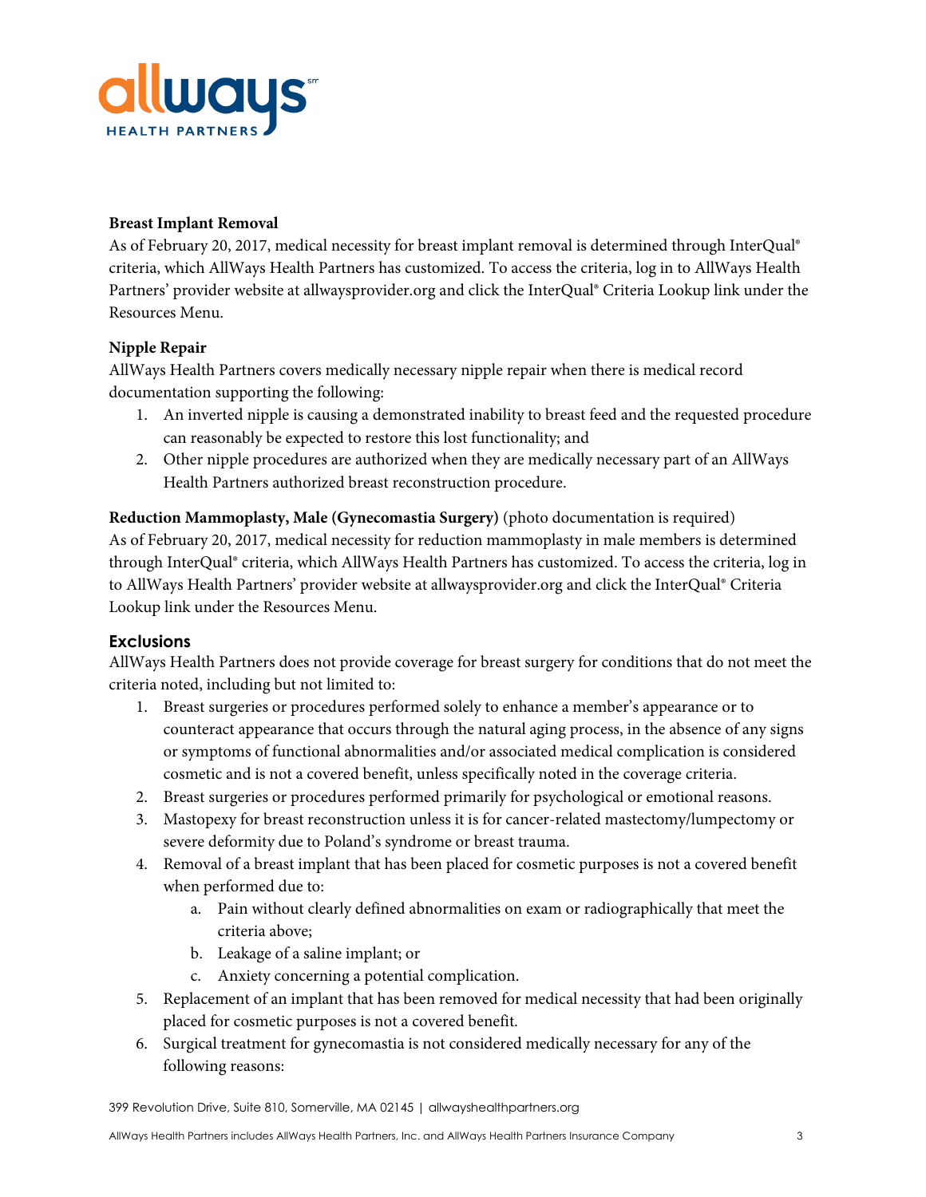**Breast Implant Removal**

As of February 20, 2017, medical necessity for breast implant removal is determined through InterQual® criteria, which AllWays Health Partners has customized. To access the criteria, log in to AllWays Health Partners' provider website at allwaysprovider.org and click the InterQual® Criteria Lookup link under the Resources Menu.

**Nipple Repair**

AllWays Health Partners covers medically necessary nipple repair when there is medical record documentation supporting the following:

1. An inverted nipple is causing a demonstrated inability to breast feed and the requested procedure can reasonably be expected to restore this lost functionality; and
2. Other nipple procedures are authorized when they are medically necessary part of an AllWays Health Partners authorized breast reconstruction procedure.

**Reduction Mammoplasty, Male (Gynecomastia Surgery)** (photo documentation is required)

As of February 20, 2017, medical necessity for reduction mammoplasty in male members is determined through InterQual® criteria, which AllWays Health Partners has customized. To access the criteria, log in to AllWays Health Partners' provider website at allwaysprovider.org and click the InterQual® Criteria Lookup link under the Resources Menu.

## Exclusions

AllWays Health Partners does not provide coverage for breast surgery for conditions that do not meet the criteria noted, including but not limited to:

1. Breast surgeries or procedures performed solely to enhance a member's appearance or to counteract appearance that occurs through the natural aging process, in the absence of any signs or symptoms of functional abnormalities and/or associated medical complication is considered cosmetic and is not a covered benefit, unless specifically noted in the coverage criteria.
2. Breast surgeries or procedures performed primarily for psychological or emotional reasons.
3. Mastopexy for breast reconstruction unless it is for cancer-related mastectomy/lumpectomy or severe deformity due to Poland's syndrome or breast trauma.
4. Removal of a breast implant that has been placed for cosmetic purposes is not a covered benefit when performed due to:
   a. Pain without clearly defined abnormalities on exam or radiographically that meet the criteria above;
   b. Leakage of a saline implant; or
   c. Anxiety concerning a potential complication.
5. Replacement of an implant that has been removed for medical necessity that had been originally placed for cosmetic purposes is not a covered benefit.
6. Surgical treatment for gynecomastia is not considered medically necessary for any of the following reasons: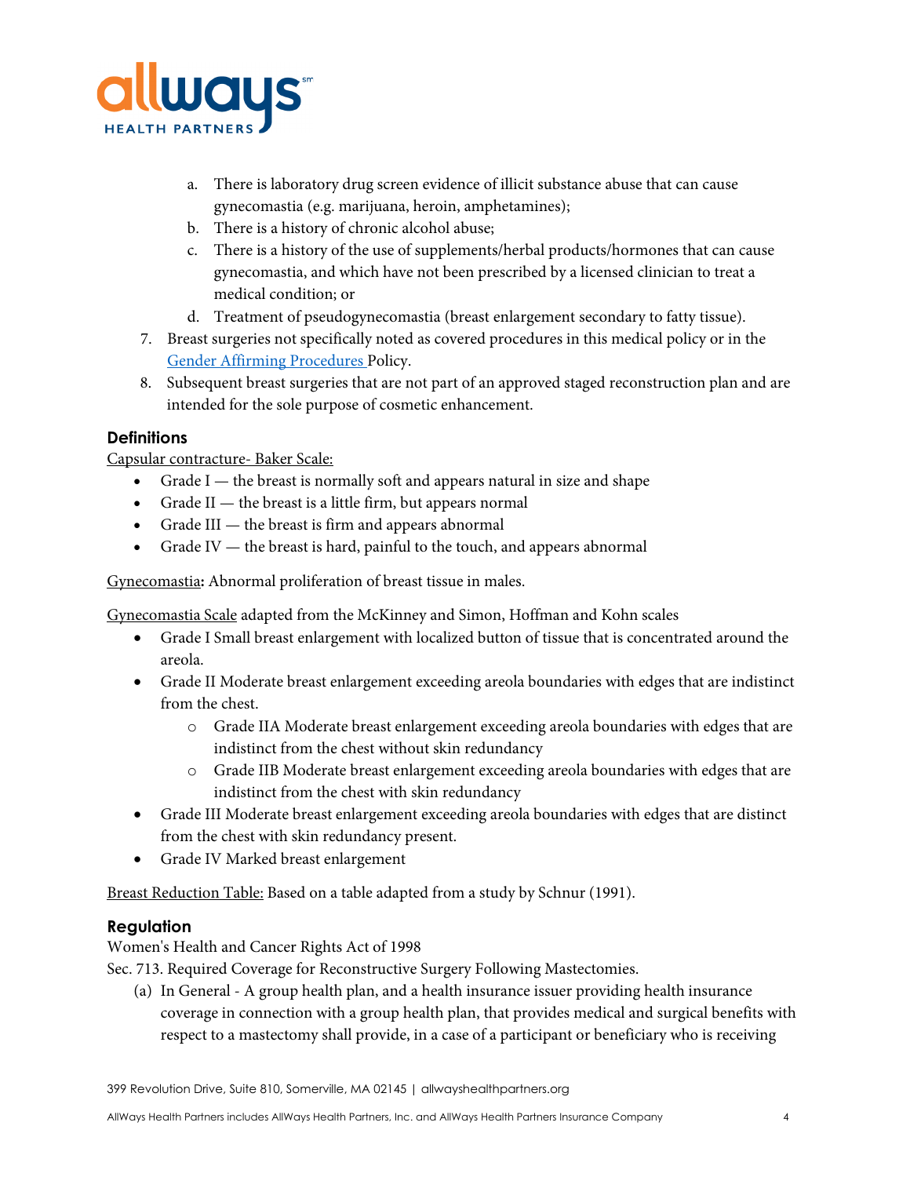a. There is laboratory drug screen evidence of illicit substance abuse that can cause gynecomastia (e.g. marijuana, heroin, amphetamines);
   b. There is a history of chronic alcohol abuse;
   c. There is a history of the use of supplements/herbal products/hormones that can cause gynecomastia, and which have not been prescribed by a licensed clinician to treat a medical condition; or
   d. Treatment of pseudogynecomastia (breast enlargement secondary to fatty tissue).
7. Breast surgeries not specifically noted as covered procedures in this medical policy or in the Gender Affirming Procedures Policy.
8. Subsequent breast surgeries that are not part of an approved staged reconstruction plan and are intended for the sole purpose of cosmetic enhancement.

### Definitions

Capsular contracture- Baker Scale:

- Grade I — the breast is normally soft and appears natural in size and shape
- Grade II — the breast is a little firm, but appears normal
- Grade III — the breast is firm and appears abnormal
- Grade IV — the breast is hard, painful to the touch, and appears abnormal

Gynecomastia**:** Abnormal proliferation of breast tissue in males.

Gynecomastia Scale adapted from the McKinney and Simon, Hoffman and Kohn scales

- Grade I Small breast enlargement with localized button of tissue that is concentrated around the areola.
- Grade II Moderate breast enlargement exceeding areola boundaries with edges that are indistinct from the chest.
  - Grade IIA Moderate breast enlargement exceeding areola boundaries with edges that are indistinct from the chest without skin redundancy
  - Grade IIB Moderate breast enlargement exceeding areola boundaries with edges that are indistinct from the chest with skin redundancy
- Grade III Moderate breast enlargement exceeding areola boundaries with edges that are distinct from the chest with skin redundancy present.
- Grade IV Marked breast enlargement

Breast Reduction Table: Based on a table adapted from a study by Schnur (1991).

### Regulation

Women's Health and Cancer Rights Act of 1998

Sec. 713. Required Coverage for Reconstructive Surgery Following Mastectomies.

(a) In General - A group health plan, and a health insurance issuer providing health insurance coverage in connection with a group health plan, that provides medical and surgical benefits with respect to a mastectomy shall provide, in a case of a participant or beneficiary who is receiving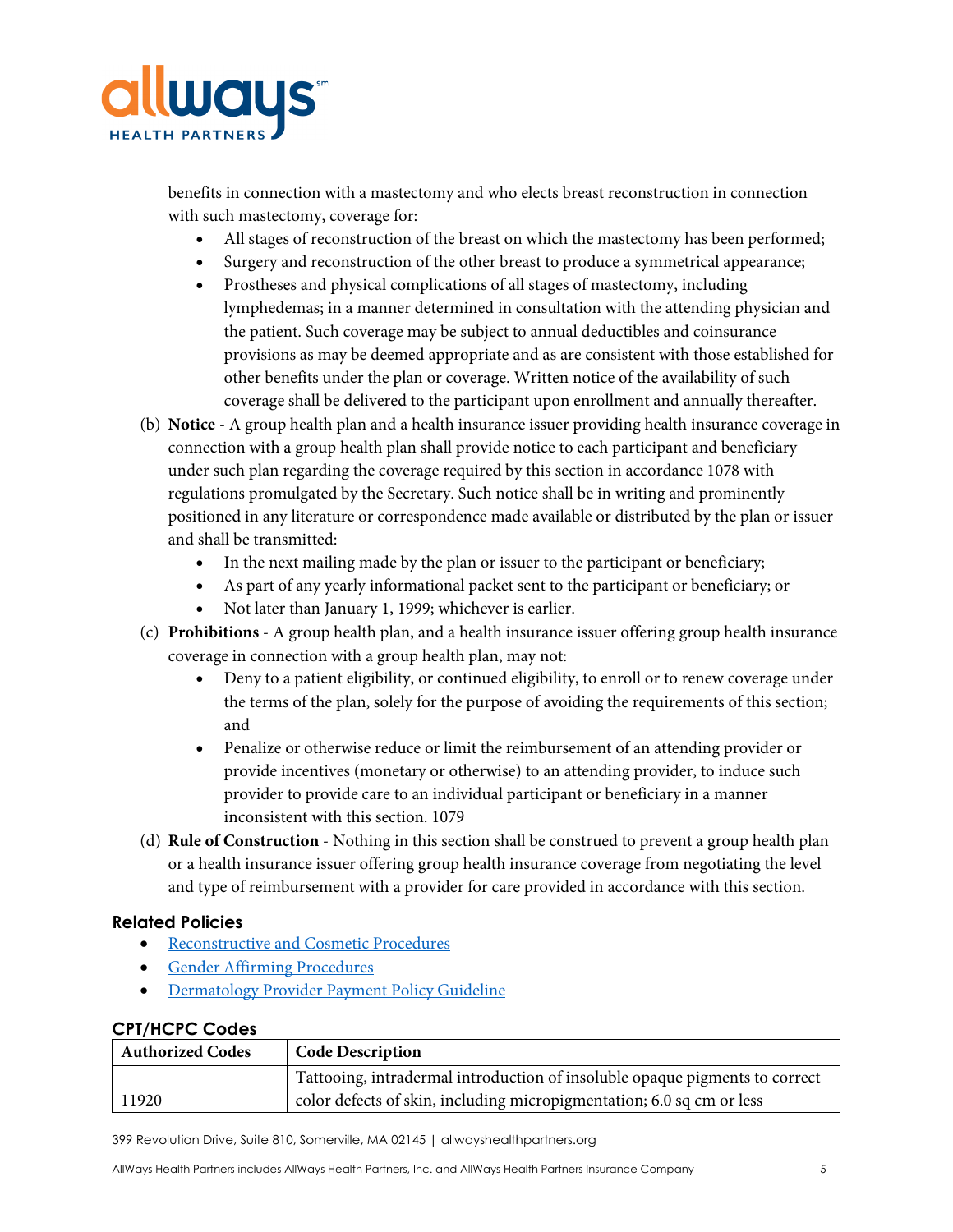benefits in connection with a mastectomy and who elects breast reconstruction in connection with such mastectomy, coverage for:

- All stages of reconstruction of the breast on which the mastectomy has been performed;
- Surgery and reconstruction of the other breast to produce a symmetrical appearance;
- Prostheses and physical complications of all stages of mastectomy, including lymphedemas; in a manner determined in consultation with the attending physician and the patient. Such coverage may be subject to annual deductibles and coinsurance provisions as may be deemed appropriate and as are consistent with those established for other benefits under the plan or coverage. Written notice of the availability of such coverage shall be delivered to the participant upon enrollment and annually thereafter.

(b) **Notice** - A group health plan and a health insurance issuer providing health insurance coverage in connection with a group health plan shall provide notice to each participant and beneficiary under such plan regarding the coverage required by this section in accordance 1078 with regulations promulgated by the Secretary. Such notice shall be in writing and prominently positioned in any literature or correspondence made available or distributed by the plan or issuer and shall be transmitted:

- In the next mailing made by the plan or issuer to the participant or beneficiary;
- As part of any yearly informational packet sent to the participant or beneficiary; or
- Not later than January 1, 1999; whichever is earlier.

(c) **Prohibitions** - A group health plan, and a health insurance issuer offering group health insurance coverage in connection with a group health plan, may not:

- Deny to a patient eligibility, or continued eligibility, to enroll or to renew coverage under the terms of the plan, solely for the purpose of avoiding the requirements of this section; and
- Penalize or otherwise reduce or limit the reimbursement of an attending provider or provide incentives (monetary or otherwise) to an attending provider, to induce such provider to provide care to an individual participant or beneficiary in a manner inconsistent with this section. 1079

(d) **Rule of Construction** - Nothing in this section shall be construed to prevent a group health plan or a health insurance issuer offering group health insurance coverage from negotiating the level and type of reimbursement with a provider for care provided in accordance with this section.

## Related Policies

- Reconstructive and Cosmetic Procedures
- Gender Affirming Procedures
- Dermatology Provider Payment Policy Guideline

## CPT/HCPC Codes

| Authorized Codes | Code Description |
|---|---|
| 11920 | Tattooing, intradermal introduction of insoluble opaque pigments to correct color defects of skin, including micropigmentation; 6.0 sq cm or less |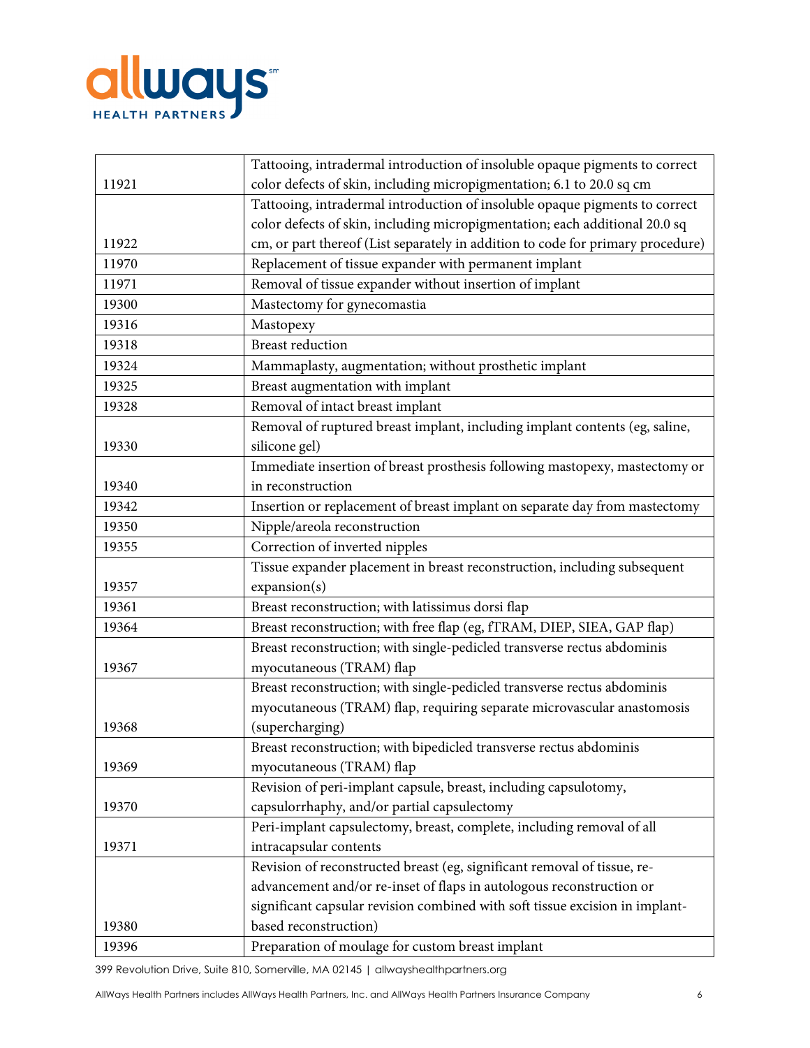| | |
|---|---|
| 11921 | Tattooing, intradermal introduction of insoluble opaque pigments to correct color defects of skin, including micropigmentation; 6.1 to 20.0 sq cm |
| 11922 | Tattooing, intradermal introduction of insoluble opaque pigments to correct color defects of skin, including micropigmentation; each additional 20.0 sq cm, or part thereof (List separately in addition to code for primary procedure) |
| 11970 | Replacement of tissue expander with permanent implant |
| 11971 | Removal of tissue expander without insertion of implant |
| 19300 | Mastectomy for gynecomastia |
| 19316 | Mastopexy |
| 19318 | Breast reduction |
| 19324 | Mammaplasty, augmentation; without prosthetic implant |
| 19325 | Breast augmentation with implant |
| 19328 | Removal of intact breast implant |
| 19330 | Removal of ruptured breast implant, including implant contents (eg, saline, silicone gel) |
| 19340 | Immediate insertion of breast prosthesis following mastopexy, mastectomy or in reconstruction |
| 19342 | Insertion or replacement of breast implant on separate day from mastectomy |
| 19350 | Nipple/areola reconstruction |
| 19355 | Correction of inverted nipples |
| 19357 | Tissue expander placement in breast reconstruction, including subsequent expansion(s) |
| 19361 | Breast reconstruction; with latissimus dorsi flap |
| 19364 | Breast reconstruction; with free flap (eg, fTRAM, DIEP, SIEA, GAP flap) |
| 19367 | Breast reconstruction; with single-pedicled transverse rectus abdominis myocutaneous (TRAM) flap |
| 19368 | Breast reconstruction; with single-pedicled transverse rectus abdominis myocutaneous (TRAM) flap, requiring separate microvascular anastomosis (supercharging) |
| 19369 | Breast reconstruction; with bipedicled transverse rectus abdominis myocutaneous (TRAM) flap |
| 19370 | Revision of peri-implant capsule, breast, including capsulotomy, capsulorrhaphy, and/or partial capsulectomy |
| 19371 | Peri-implant capsulectomy, breast, complete, including removal of all intracapsular contents |
| 19380 | Revision of reconstructed breast (eg, significant removal of tissue, re-advancement and/or re-inset of flaps in autologous reconstruction or significant capsular revision combined with soft tissue excision in implant-based reconstruction) |
| 19396 | Preparation of moulage for custom breast implant |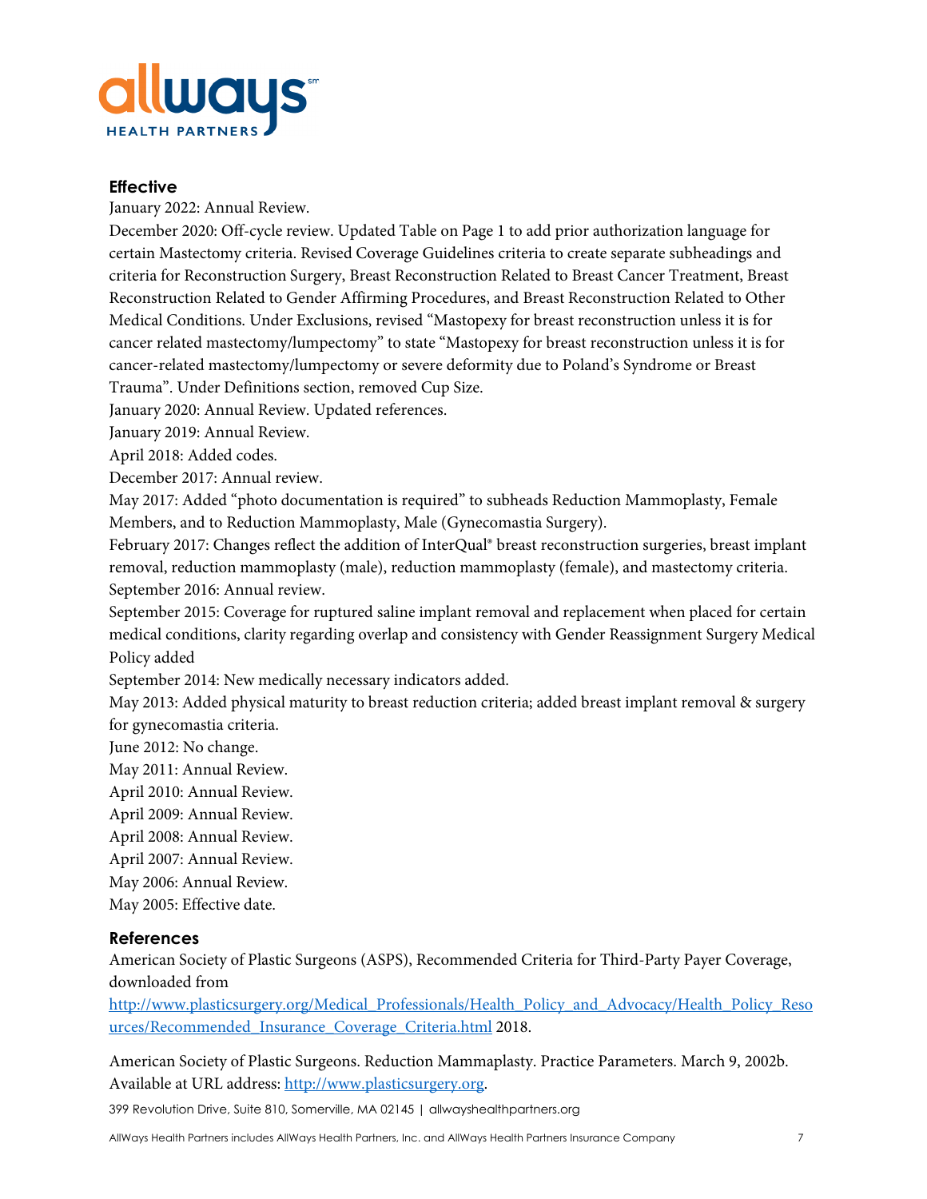## Effective

January 2022: Annual Review.

December 2020: Off-cycle review. Updated Table on Page 1 to add prior authorization language for certain Mastectomy criteria. Revised Coverage Guidelines criteria to create separate subheadings and criteria for Reconstruction Surgery, Breast Reconstruction Related to Breast Cancer Treatment, Breast Reconstruction Related to Gender Affirming Procedures, and Breast Reconstruction Related to Other Medical Conditions. Under Exclusions, revised "Mastopexy for breast reconstruction unless it is for cancer related mastectomy/lumpectomy" to state "Mastopexy for breast reconstruction unless it is for cancer-related mastectomy/lumpectomy or severe deformity due to Poland's Syndrome or Breast Trauma". Under Definitions section, removed Cup Size.

January 2020: Annual Review. Updated references.

January 2019: Annual Review.

April 2018: Added codes.

December 2017: Annual review.

May 2017: Added "photo documentation is required" to subheads Reduction Mammoplasty, Female Members, and to Reduction Mammoplasty, Male (Gynecomastia Surgery).

February 2017: Changes reflect the addition of InterQual® breast reconstruction surgeries, breast implant removal, reduction mammoplasty (male), reduction mammoplasty (female), and mastectomy criteria.

September 2016: Annual review.

September 2015: Coverage for ruptured saline implant removal and replacement when placed for certain medical conditions, clarity regarding overlap and consistency with Gender Reassignment Surgery Medical Policy added

September 2014: New medically necessary indicators added.

May 2013: Added physical maturity to breast reduction criteria; added breast implant removal & surgery for gynecomastia criteria.

June 2012: No change.

May 2011: Annual Review.

April 2010: Annual Review.

April 2009: Annual Review.

April 2008: Annual Review.

April 2007: Annual Review.

May 2006: Annual Review.

May 2005: Effective date.

## References

American Society of Plastic Surgeons (ASPS), Recommended Criteria for Third-Party Payer Coverage, downloaded from http://www.plasticsurgery.org/Medical_Professionals/Health_Policy_and_Advocacy/Health_Policy_Resources/Recommended_Insurance_Coverage_Criteria.html 2018.

American Society of Plastic Surgeons. Reduction Mammaplasty. Practice Parameters. March 9, 2002b. Available at URL address: http://www.plasticsurgery.org.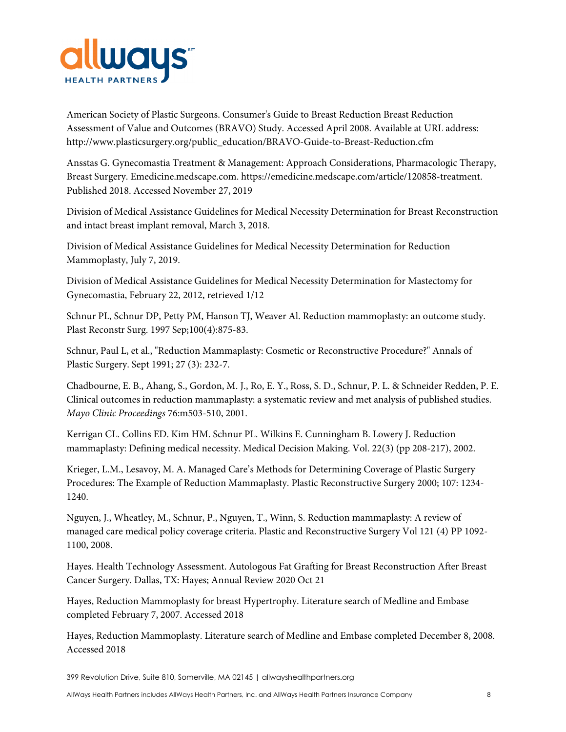American Society of Plastic Surgeons. Consumer's Guide to Breast Reduction Breast Reduction Assessment of Value and Outcomes (BRAVO) Study. Accessed April 2008. Available at URL address: http://www.plasticsurgery.org/public_education/BRAVO-Guide-to-Breast-Reduction.cfm

Ansstas G. Gynecomastia Treatment & Management: Approach Considerations, Pharmacologic Therapy, Breast Surgery. Emedicine.medscape.com. https://emedicine.medscape.com/article/120858-treatment. Published 2018. Accessed November 27, 2019

Division of Medical Assistance Guidelines for Medical Necessity Determination for Breast Reconstruction and intact breast implant removal, March 3, 2018.

Division of Medical Assistance Guidelines for Medical Necessity Determination for Reduction Mammoplasty, July 7, 2019.

Division of Medical Assistance Guidelines for Medical Necessity Determination for Mastectomy for Gynecomastia, February 22, 2012, retrieved 1/12

Schnur PL, Schnur DP, Petty PM, Hanson TJ, Weaver Al. Reduction mammoplasty: an outcome study. Plast Reconstr Surg. 1997 Sep;100(4):875-83.

Schnur, Paul L, et al., "Reduction Mammaplasty: Cosmetic or Reconstructive Procedure?" Annals of Plastic Surgery. Sept 1991; 27 (3): 232-7.

Chadbourne, E. B., Ahang, S., Gordon, M. J., Ro, E. Y., Ross, S. D., Schnur, P. L. & Schneider Redden, P. E. Clinical outcomes in reduction mammaplasty: a systematic review and met analysis of published studies. *Mayo Clinic Proceedings* 76:m503-510, 2001.

Kerrigan CL. Collins ED. Kim HM. Schnur PL. Wilkins E. Cunningham B. Lowery J. Reduction mammaplasty: Defining medical necessity. Medical Decision Making. Vol. 22(3) (pp 208-217), 2002.

Krieger, L.M., Lesavoy, M. A. Managed Care's Methods for Determining Coverage of Plastic Surgery Procedures: The Example of Reduction Mammaplasty. Plastic Reconstructive Surgery 2000; 107: 1234-1240.

Nguyen, J., Wheatley, M., Schnur, P., Nguyen, T., Winn, S. Reduction mammaplasty: A review of managed care medical policy coverage criteria. Plastic and Reconstructive Surgery Vol 121 (4) PP 1092-1100, 2008.

Hayes. Health Technology Assessment. Autologous Fat Grafting for Breast Reconstruction After Breast Cancer Surgery. Dallas, TX: Hayes; Annual Review 2020 Oct 21

Hayes, Reduction Mammoplasty for breast Hypertrophy. Literature search of Medline and Embase completed February 7, 2007. Accessed 2018

Hayes, Reduction Mammoplasty. Literature search of Medline and Embase completed December 8, 2008. Accessed 2018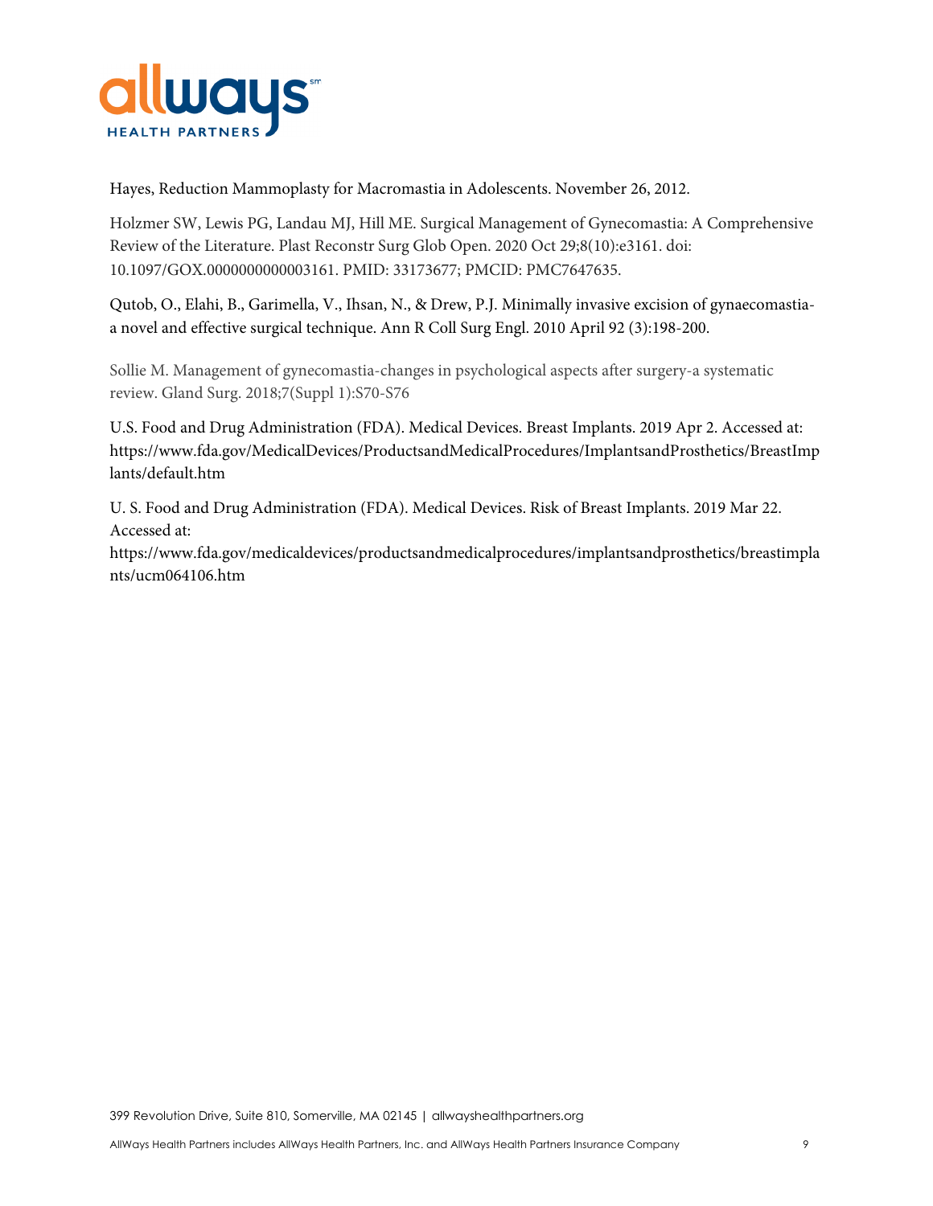Hayes, Reduction Mammoplasty for Macromastia in Adolescents. November 26, 2012.

Holzmer SW, Lewis PG, Landau MJ, Hill ME. Surgical Management of Gynecomastia: A Comprehensive Review of the Literature. Plast Reconstr Surg Glob Open. 2020 Oct 29;8(10):e3161. doi: 10.1097/GOX.0000000000003161. PMID: 33173677; PMCID: PMC7647635.

Qutob, O., Elahi, B., Garimella, V., Ihsan, N., & Drew, P.J. Minimally invasive excision of gynaecomastia- a novel and effective surgical technique. Ann R Coll Surg Engl. 2010 April 92 (3):198-200.

Sollie M. Management of gynecomastia-changes in psychological aspects after surgery-a systematic review. Gland Surg. 2018;7(Suppl 1):S70-S76

U.S. Food and Drug Administration (FDA). Medical Devices. Breast Implants. 2019 Apr 2. Accessed at: https://www.fda.gov/MedicalDevices/ProductsandMedicalProcedures/ImplantsandProsthetics/BreastImplants/default.htm

U. S. Food and Drug Administration (FDA). Medical Devices. Risk of Breast Implants. 2019 Mar 22. Accessed at: https://www.fda.gov/medicaldevices/productsandmedicalprocedures/implantsandprosthetics/breastimplants/ucm064106.htm